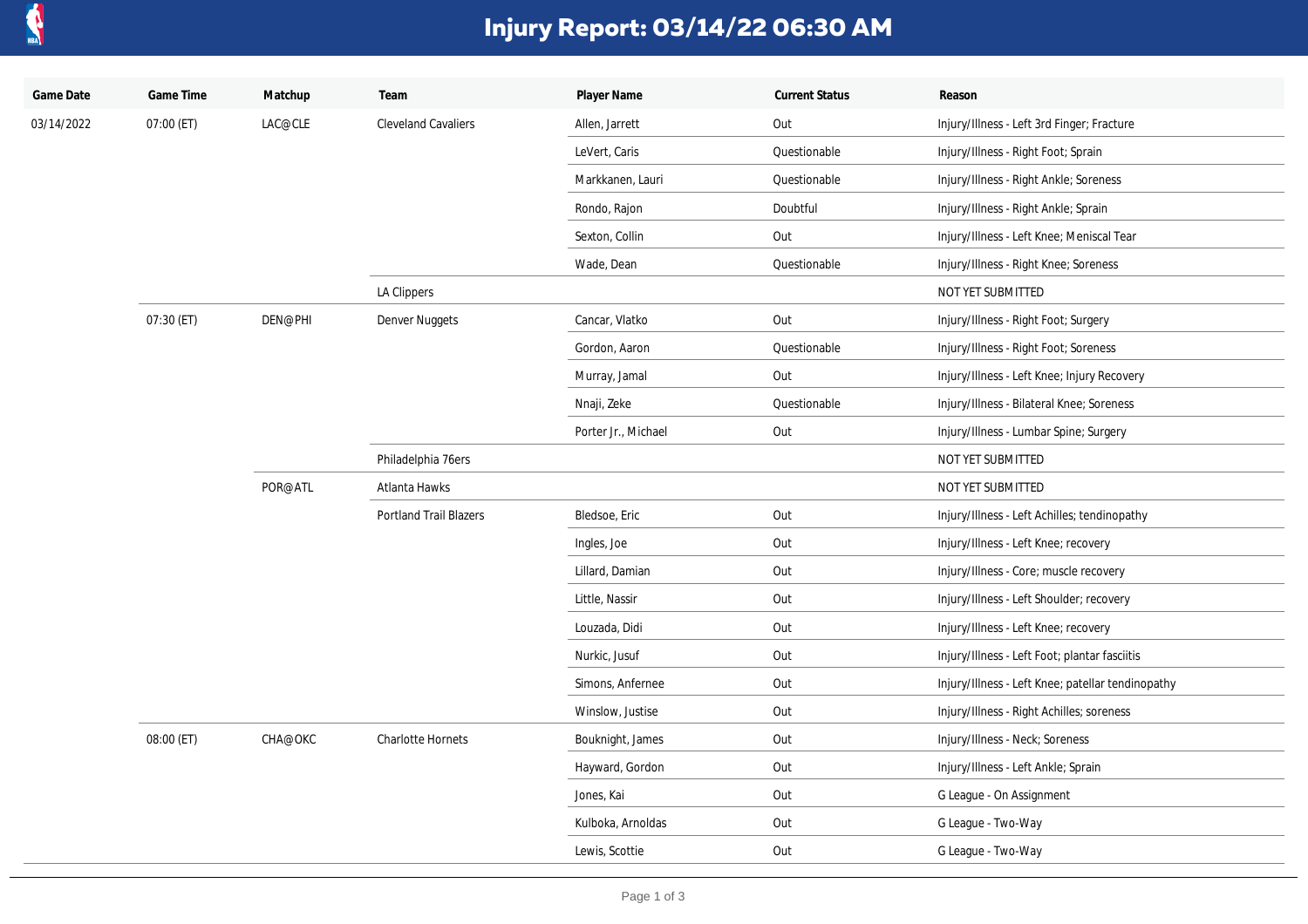# Injury Report: 03/14/22 06:30 AM

| Game Date | Game Time | Matchup | Team | Player Name | Current Status | Reason |
|---|---|---|---|---|---|---|
| 03/14/2022 | 07:00 (ET) | LAC@CLE | Cleveland Cavaliers | Allen, Jarrett | Out | Injury/Illness - Left 3rd Finger; Fracture |
| | | | | LeVert, Caris | Questionable | Injury/Illness - Right Foot; Sprain |
| | | | | Markkanen, Lauri | Questionable | Injury/Illness - Right Ankle; Soreness |
| | | | | Rondo, Rajon | Doubtful | Injury/Illness - Right Ankle; Sprain |
| | | | | Sexton, Collin | Out | Injury/Illness - Left Knee; Meniscal Tear |
| | | | | Wade, Dean | Questionable | Injury/Illness - Right Knee; Soreness |
| | | | LA Clippers | | | NOT YET SUBMITTED |
| | 07:30 (ET) | DEN@PHI | Denver Nuggets | Cancar, Vlatko | Out | Injury/Illness - Right Foot; Surgery |
| | | | | Gordon, Aaron | Questionable | Injury/Illness - Right Foot; Soreness |
| | | | | Murray, Jamal | Out | Injury/Illness - Left Knee; Injury Recovery |
| | | | | Nnaji, Zeke | Questionable | Injury/Illness - Bilateral Knee; Soreness |
| | | | | Porter Jr., Michael | Out | Injury/Illness - Lumbar Spine; Surgery |
| | | | Philadelphia 76ers | | | NOT YET SUBMITTED |
| | | POR@ATL | Atlanta Hawks | | | NOT YET SUBMITTED |
| | | | Portland Trail Blazers | Bledsoe, Eric | Out | Injury/Illness - Left Achilles; tendinopathy |
| | | | | Ingles, Joe | Out | Injury/Illness - Left Knee; recovery |
| | | | | Lillard, Damian | Out | Injury/Illness - Core; muscle recovery |
| | | | | Little, Nassir | Out | Injury/Illness - Left Shoulder; recovery |
| | | | | Louzada, Didi | Out | Injury/Illness - Left Knee; recovery |
| | | | | Nurkic, Jusuf | Out | Injury/Illness - Left Foot; plantar fasciitis |
| | | | | Simons, Anfernee | Out | Injury/Illness - Left Knee; patellar tendinopathy |
| | | | | Winslow, Justise | Out | Injury/Illness - Right Achilles; soreness |
| | 08:00 (ET) | CHA@OKC | Charlotte Hornets | Bouknight, James | Out | Injury/Illness - Neck; Soreness |
| | | | | Hayward, Gordon | Out | Injury/Illness - Left Ankle; Sprain |
| | | | | Jones, Kai | Out | G League - On Assignment |
| | | | | Kulboka, Arnoldas | Out | G League - Two-Way |
| | | | | Lewis, Scottie | Out | G League - Two-Way |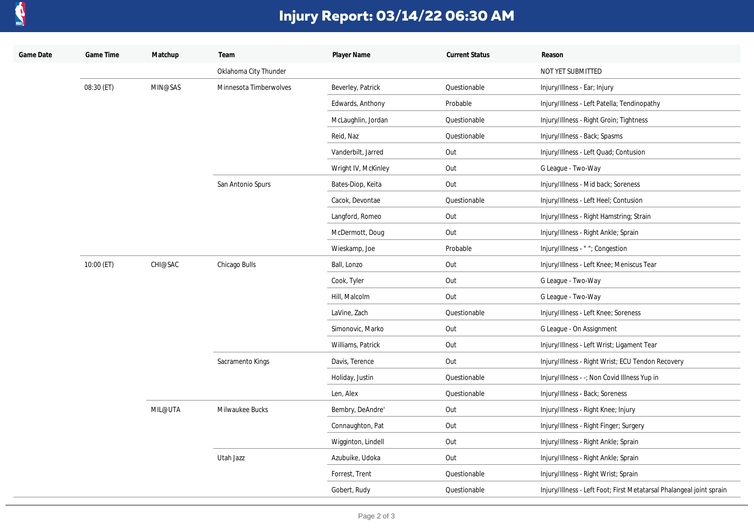# Injury Report: 03/14/22 06:30 AM

| Game Date | Game Time | Matchup | Team | Player Name | Current Status | Reason |
|---|---|---|---|---|---|---|
| | | | Oklahoma City Thunder | | | NOT YET SUBMITTED |
| | 08:30 (ET) | MIN@SAS | Minnesota Timberwolves | Beverley, Patrick | Questionable | Injury/Illness - Ear; Injury |
| | | | | Edwards, Anthony | Probable | Injury/Illness - Left Patella; Tendinopathy |
| | | | | McLaughlin, Jordan | Questionable | Injury/Illness - Right Groin; Tightness |
| | | | | Reid, Naz | Questionable | Injury/Illness - Back; Spasms |
| | | | | Vanderbilt, Jarred | Out | Injury/Illness - Left Quad; Contusion |
| | | | | Wright IV, McKinley | Out | G League - Two-Way |
| | | | San Antonio Spurs | Bates-Diop, Keita | Out | Injury/Illness - Mid back; Soreness |
| | | | | Cacok, Devontae | Questionable | Injury/Illness - Left Heel; Contusion |
| | | | | Langford, Romeo | Out | Injury/Illness - Right Hamstring; Strain |
| | | | | McDermott, Doug | Out | Injury/Illness - Right Ankle; Sprain |
| | | | | Wieskamp, Joe | Probable | Injury/Illness - " "; Congestion |
| | 10:00 (ET) | CHI@SAC | Chicago Bulls | Ball, Lonzo | Out | Injury/Illness - Left Knee; Meniscus Tear |
| | | | | Cook, Tyler | Out | G League - Two-Way |
| | | | | Hill, Malcolm | Out | G League - Two-Way |
| | | | | LaVine, Zach | Questionable | Injury/Illness - Left Knee; Soreness |
| | | | | Simonovic, Marko | Out | G League - On Assignment |
| | | | | Williams, Patrick | Out | Injury/Illness - Left Wrist; Ligament Tear |
| | | | Sacramento Kings | Davis, Terence | Out | Injury/Illness - Right Wrist; ECU Tendon Recovery |
| | | | | Holiday, Justin | Questionable | Injury/Illness - -; Non Covid Illness Yup in |
| | | | | Len, Alex | Questionable | Injury/Illness - Back; Soreness |
| | | MIL@UTA | Milwaukee Bucks | Bembry, DeAndre' | Out | Injury/Illness - Right Knee; Injury |
| | | | | Connaughton, Pat | Out | Injury/Illness - Right Finger; Surgery |
| | | | | Wigginton, Lindell | Out | Injury/Illness - Right Ankle; Sprain |
| | | | Utah Jazz | Azubuike, Udoka | Out | Injury/Illness - Right Ankle; Sprain |
| | | | | Forrest, Trent | Questionable | Injury/Illness - Right Wrist; Sprain |
| | | | | Gobert, Rudy | Questionable | Injury/Illness - Left Foot; First Metatarsal Phalangeal joint sprain |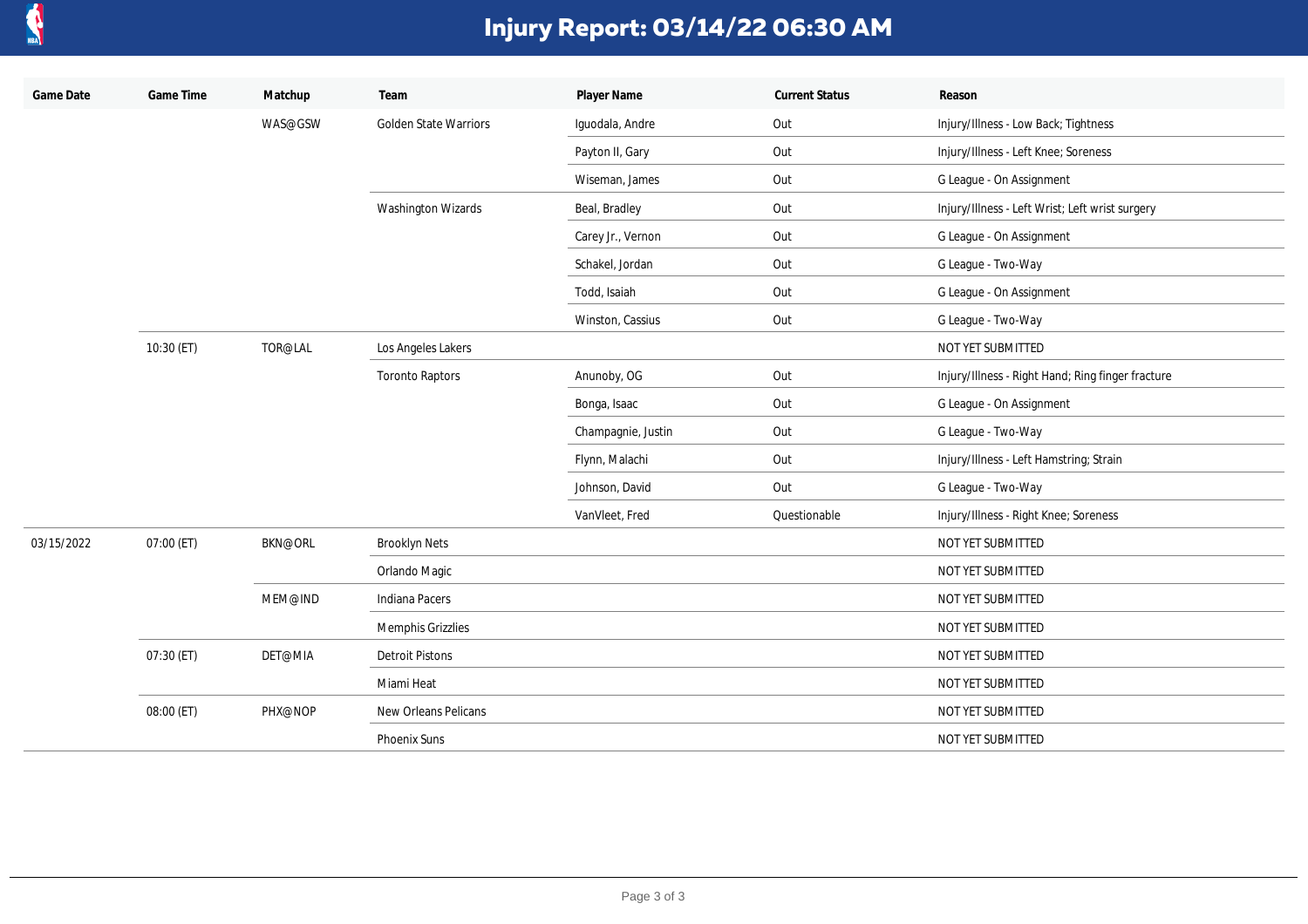# Injury Report: 03/14/22 06:30 AM

| Game Date | Game Time | Matchup | Team | Player Name | Current Status | Reason |
|---|---|---|---|---|---|---|
| | | WAS@GSW | Golden State Warriors | Iguodala, Andre | Out | Injury/Illness - Low Back; Tightness |
| | | | | Payton II, Gary | Out | Injury/Illness - Left Knee; Soreness |
| | | | | Wiseman, James | Out | G League - On Assignment |
| | | | Washington Wizards | Beal, Bradley | Out | Injury/Illness - Left Wrist; Left wrist surgery |
| | | | | Carey Jr., Vernon | Out | G League - On Assignment |
| | | | | Schakel, Jordan | Out | G League - Two-Way |
| | | | | Todd, Isaiah | Out | G League - On Assignment |
| | | | | Winston, Cassius | Out | G League - Two-Way |
| | 10:30 (ET) | TOR@LAL | Los Angeles Lakers | | | NOT YET SUBMITTED |
| | | | Toronto Raptors | Anunoby, OG | Out | Injury/Illness - Right Hand; Ring finger fracture |
| | | | | Bonga, Isaac | Out | G League - On Assignment |
| | | | | Champagnie, Justin | Out | G League - Two-Way |
| | | | | Flynn, Malachi | Out | Injury/Illness - Left Hamstring; Strain |
| | | | | Johnson, David | Out | G League - Two-Way |
| | | | | VanVleet, Fred | Questionable | Injury/Illness - Right Knee; Soreness |
| 03/15/2022 | 07:00 (ET) | BKN@ORL | Brooklyn Nets | | | NOT YET SUBMITTED |
| | | | Orlando Magic | | | NOT YET SUBMITTED |
| | | MEM@IND | Indiana Pacers | | | NOT YET SUBMITTED |
| | | | Memphis Grizzlies | | | NOT YET SUBMITTED |
| | 07:30 (ET) | DET@MIA | Detroit Pistons | | | NOT YET SUBMITTED |
| | | | Miami Heat | | | NOT YET SUBMITTED |
| | 08:00 (ET) | PHX@NOP | New Orleans Pelicans | | | NOT YET SUBMITTED |
| | | | Phoenix Suns | | | NOT YET SUBMITTED |